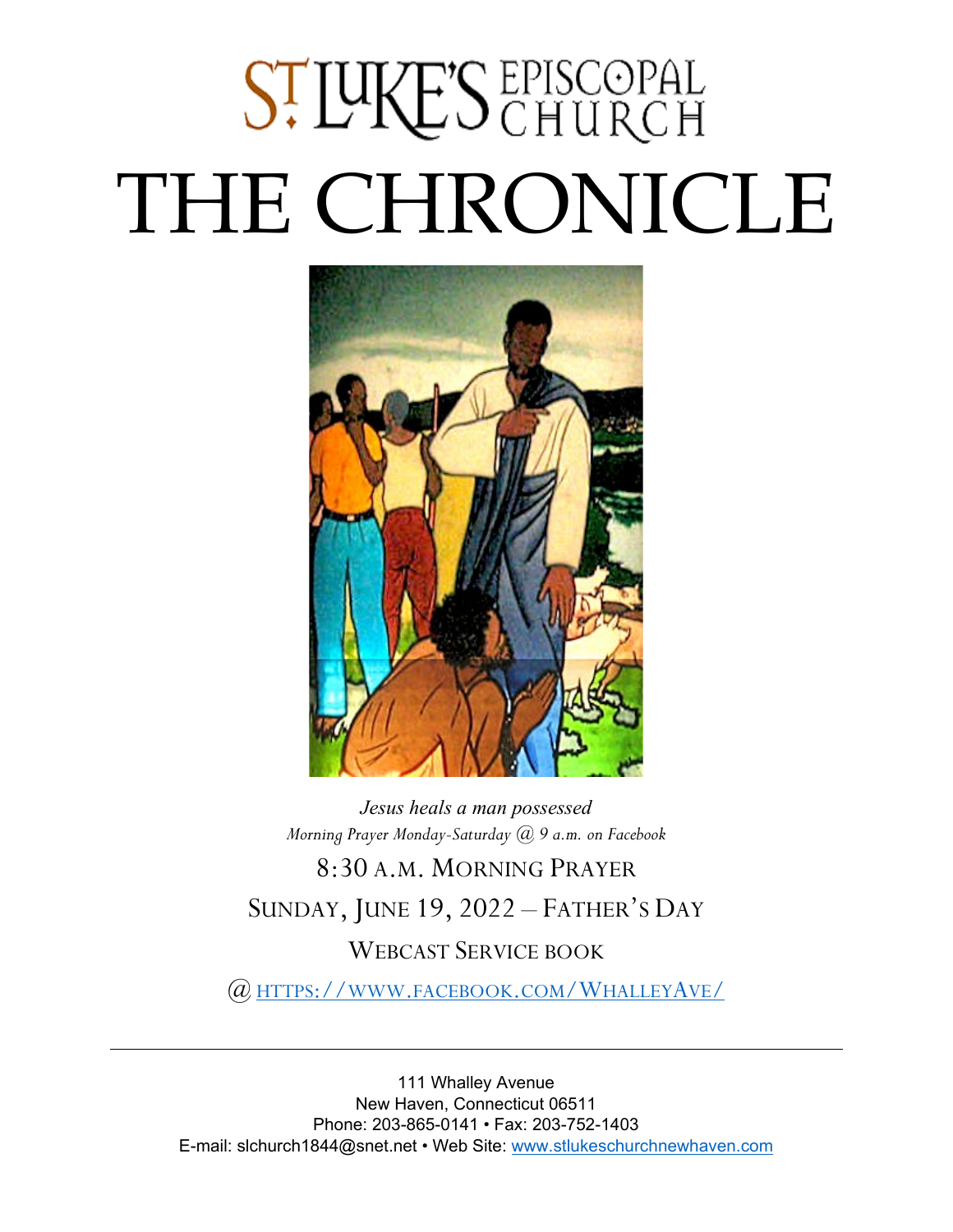# ST. LUKE'S EPISCOPAL CHURCH

# THE CHRONICLE

*Jesus heals a man possessed*

*Morning Prayer Monday-Saturday @ 9 a.m. on Facebook*

8:30 A.M. MORNING PRAYER

SUNDAY, JUNE 19, 2022 – FATHER'S DAY

WEBCAST SERVICE BOOK

@ HTTPS://WWW.FACEBOOK.COM/WHALLEYAVE/

---

111 Whalley Avenue
New Haven, Connecticut 06511
Phone: 203-865-0141 • Fax: 203-752-1403
E-mail: slchurch1844@snet.net • Web Site: www.stlukeschurchnewhaven.com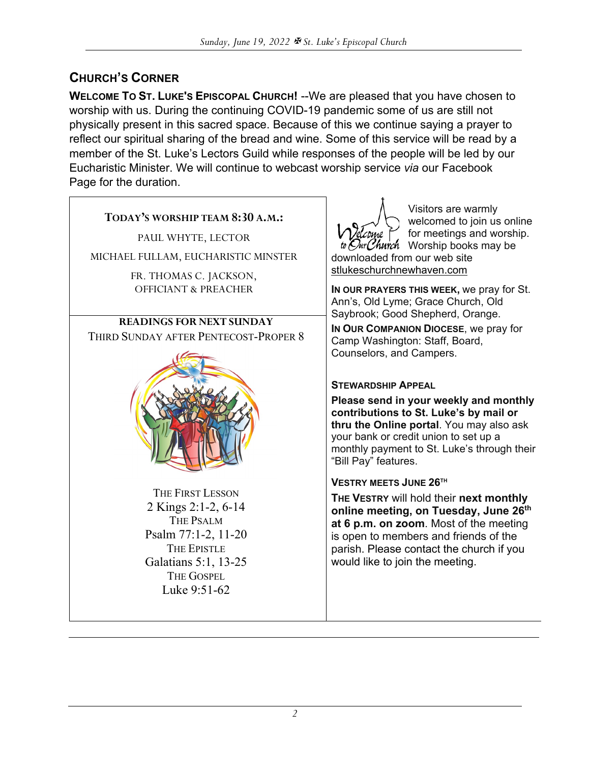## Church's Corner

**Welcome To St. Luke's Episcopal Church!** --We are pleased that you have chosen to worship with us. During the continuing COVID-19 pandemic some of us are still not physically present in this sacred space. Because of this we continue saying a prayer to reflect our spiritual sharing of the bread and wine. Some of this service will be read by a member of the St. Luke's Lectors Guild while responses of the people will be led by our Eucharistic Minister. We will continue to webcast worship service *via* our Facebook Page for the duration.

**Today's Worship Team 8:30 a.m.:**

Paul Whyte, Lector

Michael Fullam, Eucharistic Minster

Fr. Thomas C. Jackson, Officiant & Preacher

**Readings for Next Sunday**

Third Sunday after Pentecost-Proper 8

The First Lesson
2 Kings 2:1-2, 6-14

The Psalm
Psalm 77:1-2, 11-20

The Epistle
Galatians 5:1, 13-25

The Gospel
Luke 9:51-62

Visitors are warmly welcomed to join us online for meetings and worship. Worship books may be downloaded from our web site stlukeschurchnewhaven.com

**In our prayers this week,** we pray for St. Ann's, Old Lyme; Grace Church, Old Saybrook; Good Shepherd, Orange.

**In Our Companion Diocese**, we pray for Camp Washington: Staff, Board, Counselors, and Campers.

### Stewardship Appeal

**Please send in your weekly and monthly contributions to St. Luke's by mail or thru the Online portal**. You may also ask your bank or credit union to set up a monthly payment to St. Luke's through their "Bill Pay" features.

### Vestry Meets June 26th

**The Vestry** will hold their **next monthly online meeting, on Tuesday, June 26th at 6 p.m. on zoom**. Most of the meeting is open to members and friends of the parish. Please contact the church if you would like to join the meeting.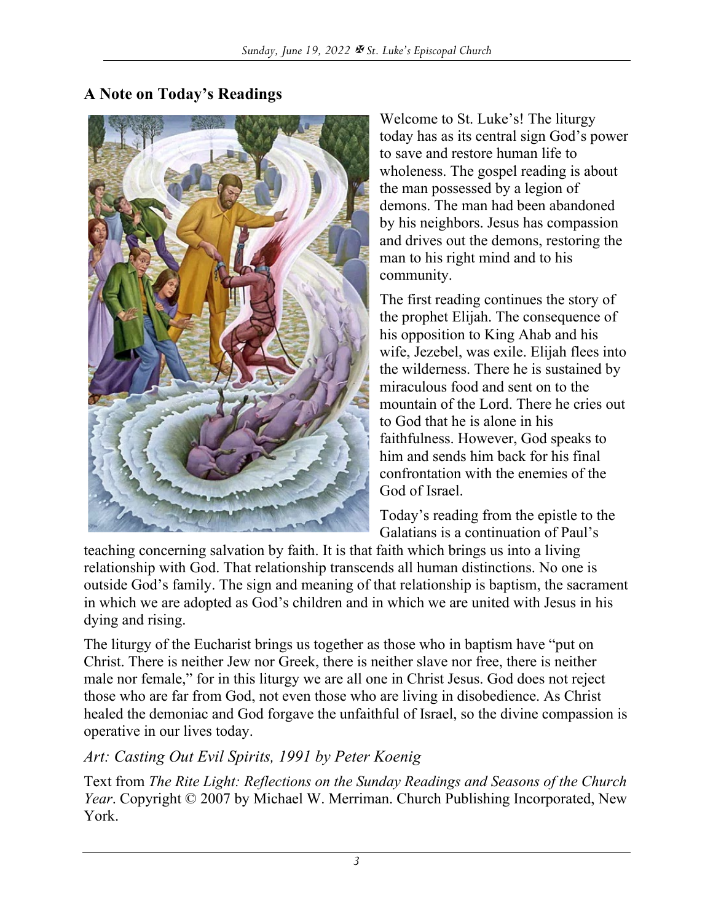## A Note on Today's Readings

Welcome to St. Luke's! The liturgy today has as its central sign God's power to save and restore human life to wholeness. The gospel reading is about the man possessed by a legion of demons. The man had been abandoned by his neighbors. Jesus has compassion and drives out the demons, restoring the man to his right mind and to his community.

The first reading continues the story of the prophet Elijah. The consequence of his opposition to King Ahab and his wife, Jezebel, was exile. Elijah flees into the wilderness. There he is sustained by miraculous food and sent on to the mountain of the Lord. There he cries out to God that he is alone in his faithfulness. However, God speaks to him and sends him back for his final confrontation with the enemies of the God of Israel.

Today's reading from the epistle to the Galatians is a continuation of Paul's teaching concerning salvation by faith. It is that faith which brings us into a living relationship with God. That relationship transcends all human distinctions. No one is outside God's family. The sign and meaning of that relationship is baptism, the sacrament in which we are adopted as God's children and in which we are united with Jesus in his dying and rising.

The liturgy of the Eucharist brings us together as those who in baptism have "put on Christ. There is neither Jew nor Greek, there is neither slave nor free, there is neither male nor female," for in this liturgy we are all one in Christ Jesus. God does not reject those who are far from God, not even those who are living in disobedience. As Christ healed the demoniac and God forgave the unfaithful of Israel, so the divine compassion is operative in our lives today.

*Art: Casting Out Evil Spirits, 1991 by Peter Koenig*

Text from *The Rite Light: Reflections on the Sunday Readings and Seasons of the Church Year*. Copyright © 2007 by Michael W. Merriman. Church Publishing Incorporated, New York.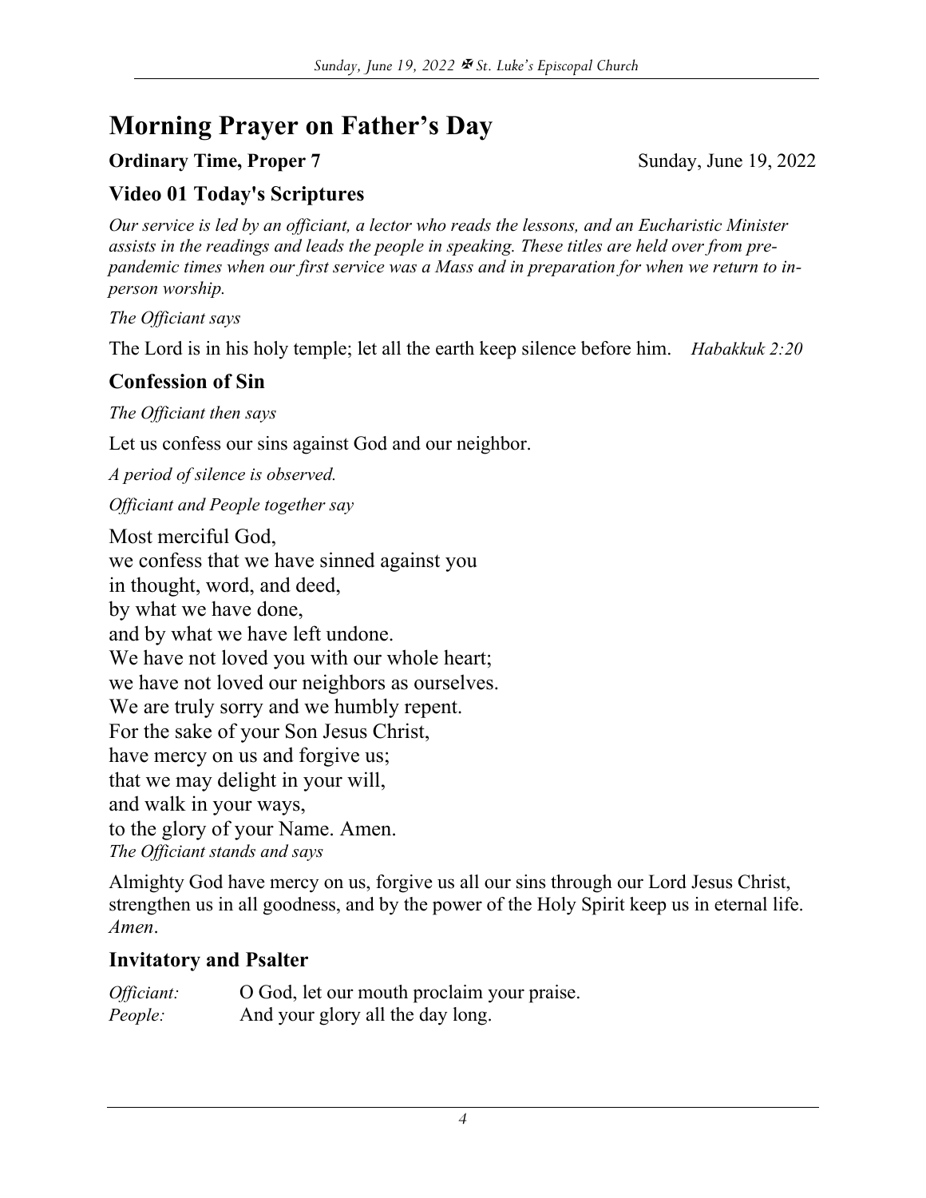# Morning Prayer on Father's Day

**Ordinary Time, Proper 7** Sunday, June 19, 2022

## Video 01 Today's Scriptures

*Our service is led by an officiant, a lector who reads the lessons, and an Eucharistic Minister assists in the readings and leads the people in speaking. These titles are held over from pre-pandemic times when our first service was a Mass and in preparation for when we return to in-person worship.*

*The Officiant says*

The Lord is in his holy temple; let all the earth keep silence before him. *Habakkuk 2:20*

## Confession of Sin

*The Officiant then says*

Let us confess our sins against God and our neighbor.

*A period of silence is observed.*

*Officiant and People together say*

Most merciful God,
we confess that we have sinned against you
in thought, word, and deed,
by what we have done,
and by what we have left undone.
We have not loved you with our whole heart;
we have not loved our neighbors as ourselves.
We are truly sorry and we humbly repent.
For the sake of your Son Jesus Christ,
have mercy on us and forgive us;
that we may delight in your will,
and walk in your ways,
to the glory of your Name. Amen.

*The Officiant stands and says*

Almighty God have mercy on us, forgive us all our sins through our Lord Jesus Christ, strengthen us in all goodness, and by the power of the Holy Spirit keep us in eternal life. *Amen*.

## Invitatory and Psalter

*Officiant:* O God, let our mouth proclaim your praise.
*People:* And your glory all the day long.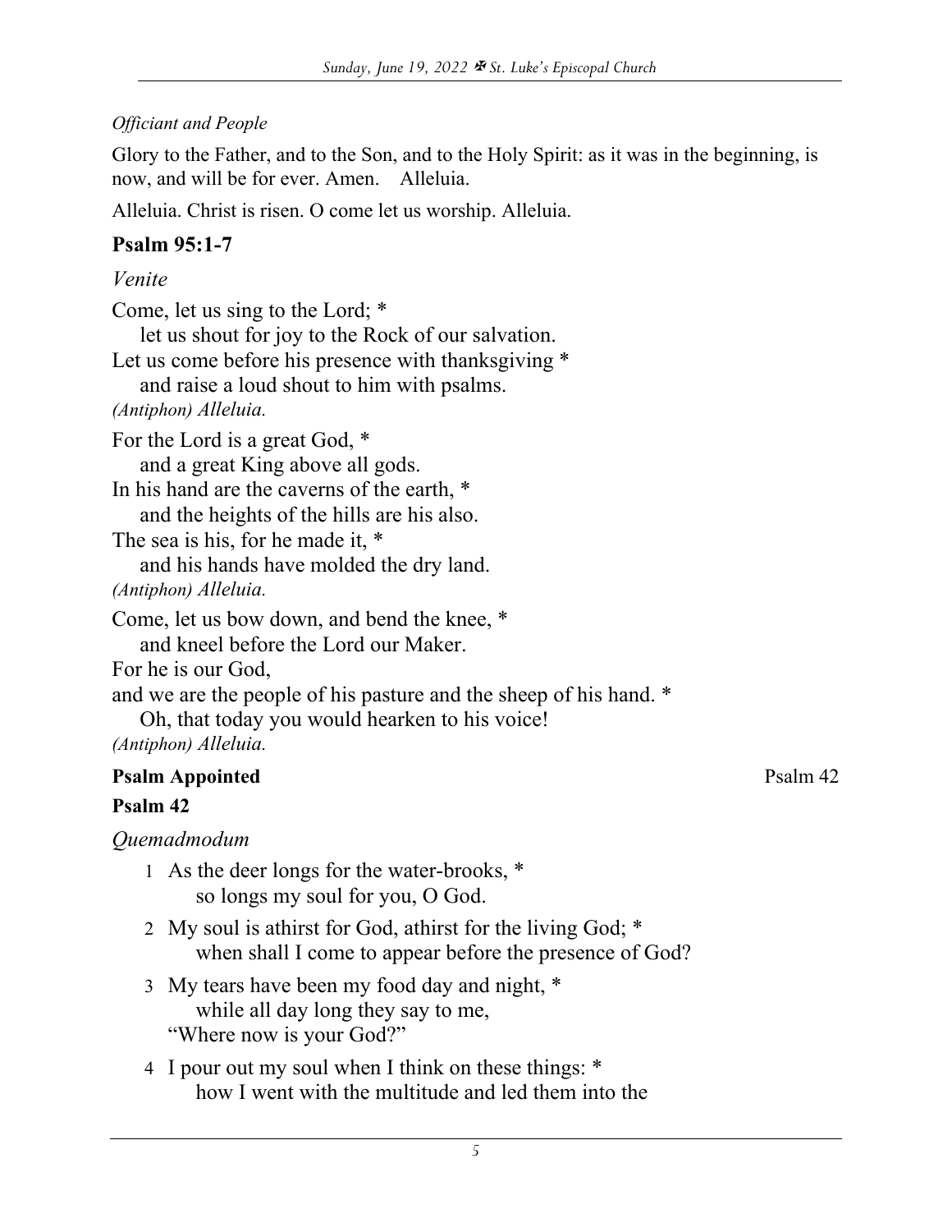*Officiant and People*

Glory to the Father, and to the Son, and to the Holy Spirit: as it was in the beginning, is now, and will be for ever. Amen.    Alleluia.

Alleluia. Christ is risen. O come let us worship. Alleluia.

## Psalm 95:1-7

*Venite*

Come, let us sing to the Lord; *
    let us shout for joy to the Rock of our salvation.
Let us come before his presence with thanksgiving *
    and raise a loud shout to him with psalms.
*(Antiphon) Alleluia.*

For the Lord is a great God, *
    and a great King above all gods.
In his hand are the caverns of the earth, *
    and the heights of the hills are his also.
The sea is his, for he made it, *
    and his hands have molded the dry land.
*(Antiphon) Alleluia.*

Come, let us bow down, and bend the knee, *
    and kneel before the Lord our Maker.
For he is our God,
and we are the people of his pasture and the sheep of his hand. *
    Oh, that today you would hearken to his voice!
*(Antiphon) Alleluia.*

**Psalm Appointed** Psalm 42

## Psalm 42

*Quemadmodum*

1 As the deer longs for the water-brooks, *
    so longs my soul for you, O God.

2 My soul is athirst for God, athirst for the living God; *
    when shall I come to appear before the presence of God?

3 My tears have been my food day and night, *
    while all day long they say to me,
  "Where now is your God?"

4 I pour out my soul when I think on these things: *
    how I went with the multitude and led them into the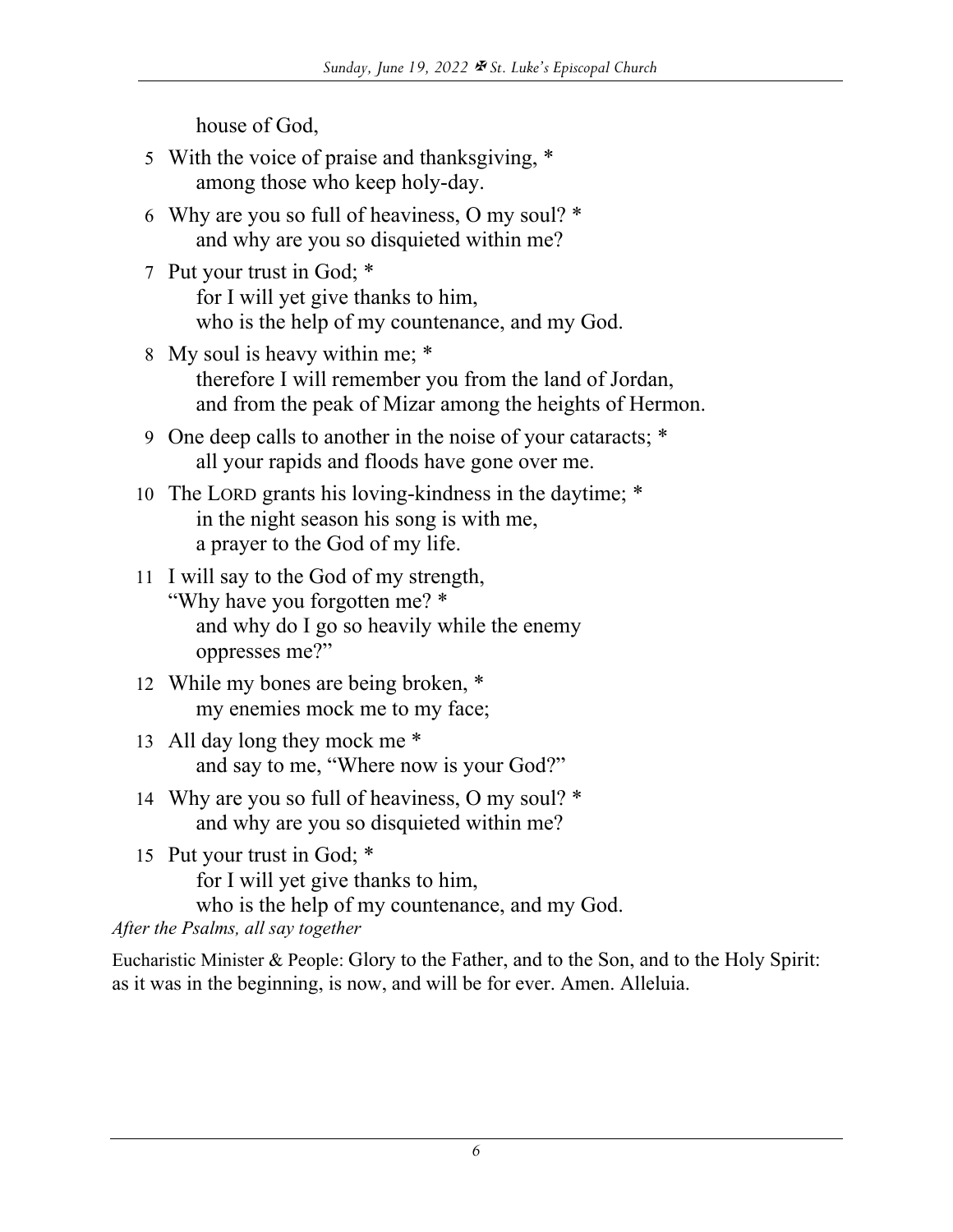house of God,

5 With the voice of praise and thanksgiving, *
among those who keep holy-day.

6 Why are you so full of heaviness, O my soul? *
and why are you so disquieted within me?

7 Put your trust in God; *
for I will yet give thanks to him,
who is the help of my countenance, and my God.

8 My soul is heavy within me; *
therefore I will remember you from the land of Jordan,
and from the peak of Mizar among the heights of Hermon.

9 One deep calls to another in the noise of your cataracts; *
all your rapids and floods have gone over me.

10 The LORD grants his loving-kindness in the daytime; *
in the night season his song is with me,
a prayer to the God of my life.

11 I will say to the God of my strength,
"Why have you forgotten me? *
and why do I go so heavily while the enemy
oppresses me?"

12 While my bones are being broken, *
my enemies mock me to my face;

13 All day long they mock me *
and say to me, "Where now is your God?"

14 Why are you so full of heaviness, O my soul? *
and why are you so disquieted within me?

15 Put your trust in God; *
for I will yet give thanks to him,
who is the help of my countenance, and my God.

*After the Psalms, all say together*

Eucharistic Minister & People: Glory to the Father, and to the Son, and to the Holy Spirit: as it was in the beginning, is now, and will be for ever. Amen. Alleluia.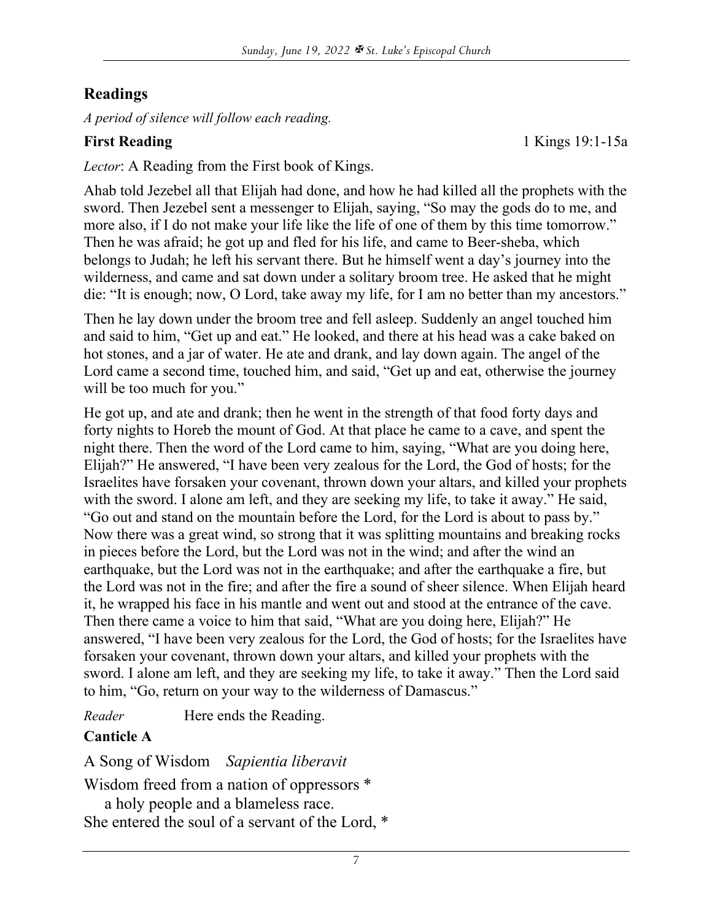## Readings

*A period of silence will follow each reading.*

**First Reading** 1 Kings 19:1-15a

*Lector*: A Reading from the First book of Kings.

Ahab told Jezebel all that Elijah had done, and how he had killed all the prophets with the sword. Then Jezebel sent a messenger to Elijah, saying, "So may the gods do to me, and more also, if I do not make your life like the life of one of them by this time tomorrow." Then he was afraid; he got up and fled for his life, and came to Beer-sheba, which belongs to Judah; he left his servant there. But he himself went a day's journey into the wilderness, and came and sat down under a solitary broom tree. He asked that he might die: "It is enough; now, O Lord, take away my life, for I am no better than my ancestors."

Then he lay down under the broom tree and fell asleep. Suddenly an angel touched him and said to him, "Get up and eat." He looked, and there at his head was a cake baked on hot stones, and a jar of water. He ate and drank, and lay down again. The angel of the Lord came a second time, touched him, and said, "Get up and eat, otherwise the journey will be too much for you."

He got up, and ate and drank; then he went in the strength of that food forty days and forty nights to Horeb the mount of God. At that place he came to a cave, and spent the night there. Then the word of the Lord came to him, saying, "What are you doing here, Elijah?" He answered, "I have been very zealous for the Lord, the God of hosts; for the Israelites have forsaken your covenant, thrown down your altars, and killed your prophets with the sword. I alone am left, and they are seeking my life, to take it away." He said, "Go out and stand on the mountain before the Lord, for the Lord is about to pass by." Now there was a great wind, so strong that it was splitting mountains and breaking rocks in pieces before the Lord, but the Lord was not in the wind; and after the wind an earthquake, but the Lord was not in the earthquake; and after the earthquake a fire, but the Lord was not in the fire; and after the fire a sound of sheer silence. When Elijah heard it, he wrapped his face in his mantle and went out and stood at the entrance of the cave. Then there came a voice to him that said, "What are you doing here, Elijah?" He answered, "I have been very zealous for the Lord, the God of hosts; for the Israelites have forsaken your covenant, thrown down your altars, and killed your prophets with the sword. I alone am left, and they are seeking my life, to take it away." Then the Lord said to him, "Go, return on your way to the wilderness of Damascus."

*Reader* Here ends the Reading.

**Canticle A**

A Song of Wisdom *Sapientia liberavit*

Wisdom freed from a nation of oppressors *
  a holy people and a blameless race.
She entered the soul of a servant of the Lord, *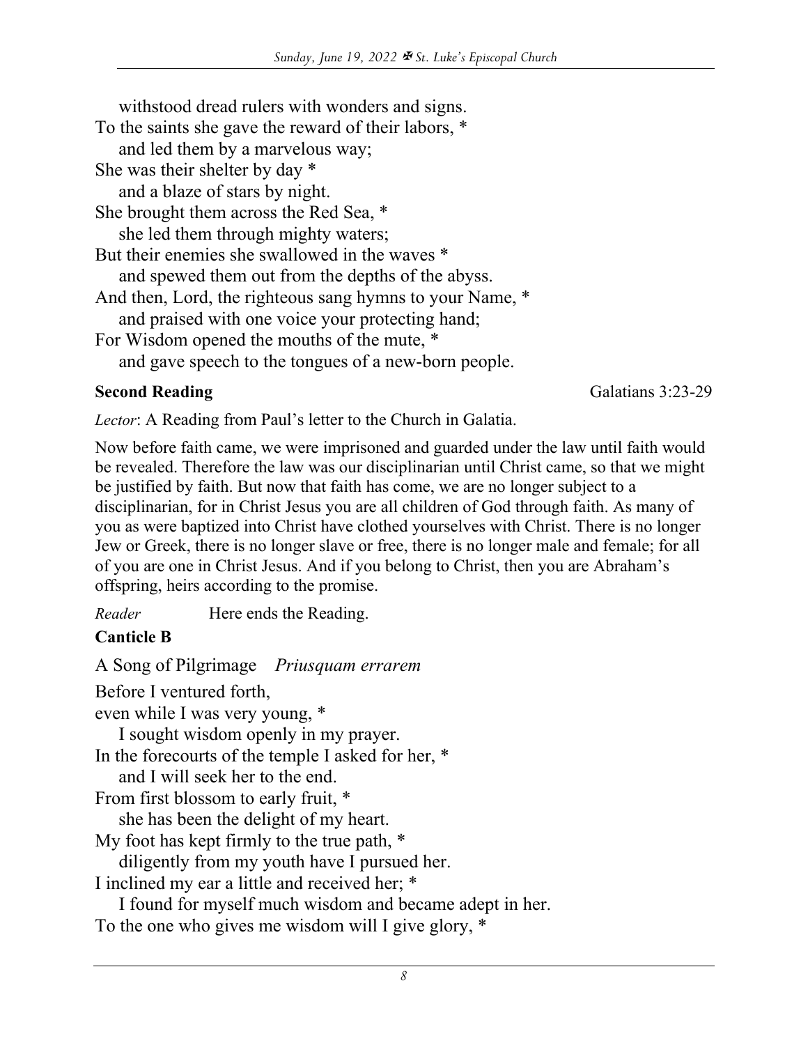withstood dread rulers with wonders and signs.
To the saints she gave the reward of their labors, *
    and led them by a marvelous way;
She was their shelter by day *
    and a blaze of stars by night.
She brought them across the Red Sea, *
    she led them through mighty waters;
But their enemies she swallowed in the waves *
    and spewed them out from the depths of the abyss.
And then, Lord, the righteous sang hymns to your Name, *
    and praised with one voice your protecting hand;
For Wisdom opened the mouths of the mute, *
    and gave speech to the tongues of a new-born people.

**Second Reading** Galatians 3:23-29

*Lector*: A Reading from Paul's letter to the Church in Galatia.

Now before faith came, we were imprisoned and guarded under the law until faith would be revealed. Therefore the law was our disciplinarian until Christ came, so that we might be justified by faith. But now that faith has come, we are no longer subject to a disciplinarian, for in Christ Jesus you are all children of God through faith. As many of you as were baptized into Christ have clothed yourselves with Christ. There is no longer Jew or Greek, there is no longer slave or free, there is no longer male and female; for all of you are one in Christ Jesus. And if you belong to Christ, then you are Abraham's offspring, heirs according to the promise.

*Reader* Here ends the Reading.

**Canticle B**

A Song of Pilgrimage *Priusquam errarem*

Before I ventured forth,
even while I was very young, *
    I sought wisdom openly in my prayer.
In the forecourts of the temple I asked for her, *
    and I will seek her to the end.
From first blossom to early fruit, *
    she has been the delight of my heart.
My foot has kept firmly to the true path, *
    diligently from my youth have I pursued her.
I inclined my ear a little and received her; *
    I found for myself much wisdom and became adept in her.
To the one who gives me wisdom will I give glory, *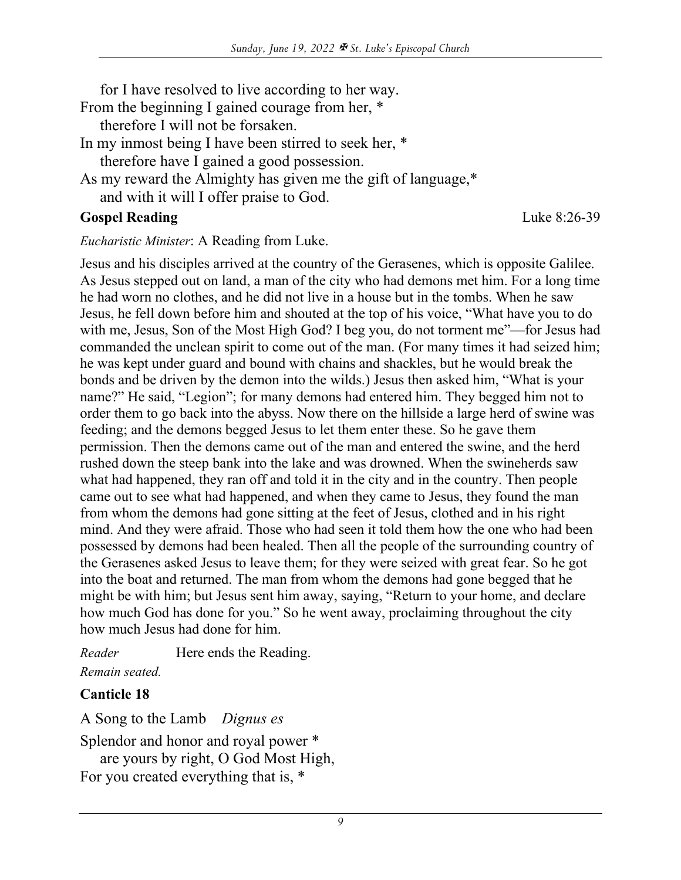for I have resolved to live according to her way.
From the beginning I gained courage from her, *
therefore I will not be forsaken.
In my inmost being I have been stirred to seek her, *
therefore have I gained a good possession.
As my reward the Almighty has given me the gift of language,*
and with it will I offer praise to God.

**Gospel Reading** Luke 8:26-39

*Eucharistic Minister*: A Reading from Luke.

Jesus and his disciples arrived at the country of the Gerasenes, which is opposite Galilee. As Jesus stepped out on land, a man of the city who had demons met him. For a long time he had worn no clothes, and he did not live in a house but in the tombs. When he saw Jesus, he fell down before him and shouted at the top of his voice, "What have you to do with me, Jesus, Son of the Most High God? I beg you, do not torment me"—for Jesus had commanded the unclean spirit to come out of the man. (For many times it had seized him; he was kept under guard and bound with chains and shackles, but he would break the bonds and be driven by the demon into the wilds.) Jesus then asked him, "What is your name?" He said, "Legion"; for many demons had entered him. They begged him not to order them to go back into the abyss. Now there on the hillside a large herd of swine was feeding; and the demons begged Jesus to let them enter these. So he gave them permission. Then the demons came out of the man and entered the swine, and the herd rushed down the steep bank into the lake and was drowned. When the swineherds saw what had happened, they ran off and told it in the city and in the country. Then people came out to see what had happened, and when they came to Jesus, they found the man from whom the demons had gone sitting at the feet of Jesus, clothed and in his right mind. And they were afraid. Those who had seen it told them how the one who had been possessed by demons had been healed. Then all the people of the surrounding country of the Gerasenes asked Jesus to leave them; for they were seized with great fear. So he got into the boat and returned. The man from whom the demons had gone begged that he might be with him; but Jesus sent him away, saying, "Return to your home, and declare how much God has done for you." So he went away, proclaiming throughout the city how much Jesus had done for him.

*Reader* Here ends the Reading.

*Remain seated.*

**Canticle 18**

A Song to the Lamb *Dignus es*

Splendor and honor and royal power *
are yours by right, O God Most High,
For you created everything that is, *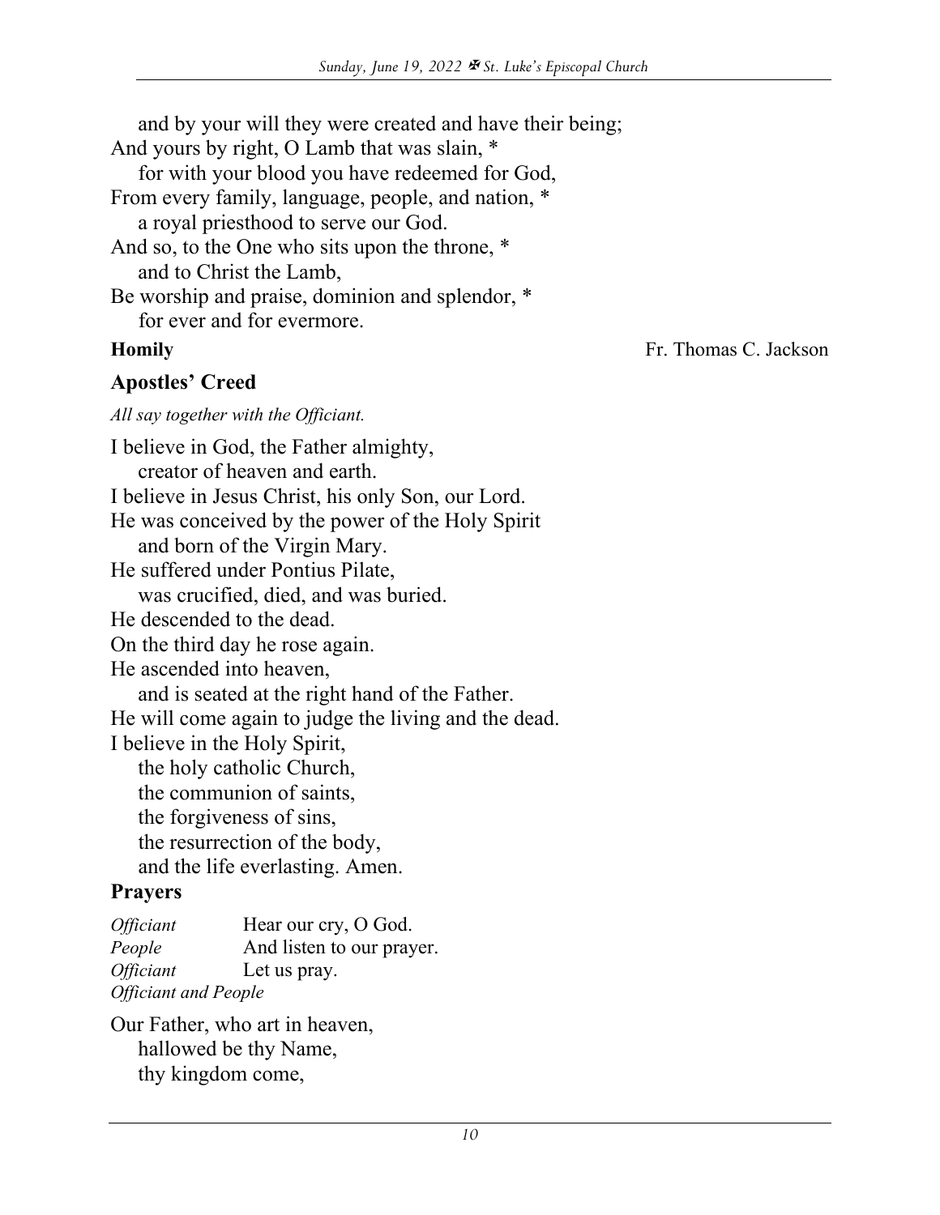and by your will they were created and have their being;
And yours by right, O Lamb that was slain, *
for with your blood you have redeemed for God,
From every family, language, people, and nation, *
a royal priesthood to serve our God.
And so, to the One who sits upon the throne, *
and to Christ the Lamb,
Be worship and praise, dominion and splendor, *
for ever and for evermore.

**Homily** Fr. Thomas C. Jackson

## Apostles' Creed

*All say together with the Officiant.*

I believe in God, the Father almighty,
creator of heaven and earth.
I believe in Jesus Christ, his only Son, our Lord.
He was conceived by the power of the Holy Spirit
and born of the Virgin Mary.
He suffered under Pontius Pilate,
was crucified, died, and was buried.
He descended to the dead.
On the third day he rose again.
He ascended into heaven,
and is seated at the right hand of the Father.
He will come again to judge the living and the dead.
I believe in the Holy Spirit,
the holy catholic Church,
the communion of saints,
the forgiveness of sins,
the resurrection of the body,
and the life everlasting. Amen.

## Prayers

*Officiant* Hear our cry, O God.
*People* And listen to our prayer.
*Officiant* Let us pray.
*Officiant and People*

Our Father, who art in heaven,
hallowed be thy Name,
thy kingdom come,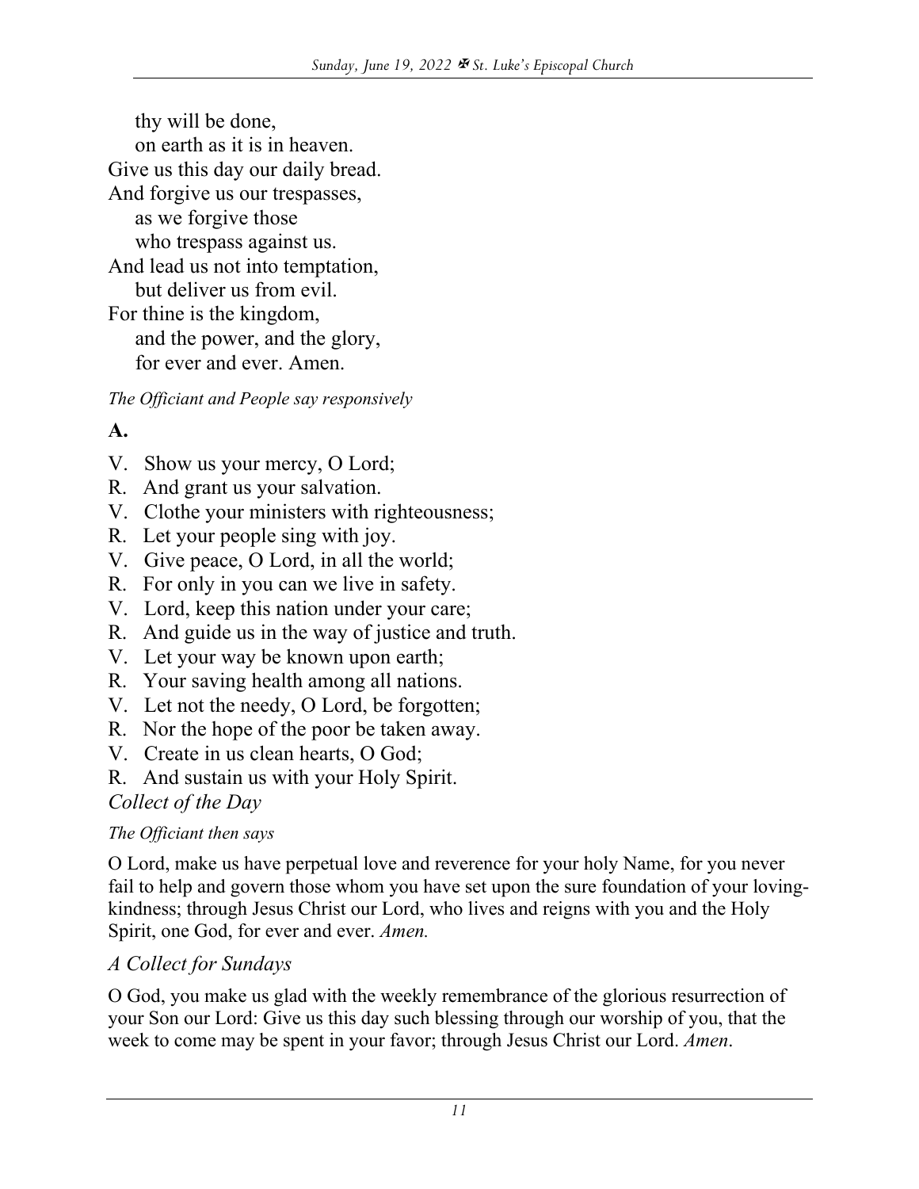thy will be done,
on earth as it is in heaven.
Give us this day our daily bread.
And forgive us our trespasses,
as we forgive those
who trespass against us.
And lead us not into temptation,
but deliver us from evil.
For thine is the kingdom,
and the power, and the glory,
for ever and ever. Amen.

*The Officiant and People say responsively*

**A.**

V. Show us your mercy, O Lord;
R. And grant us your salvation.
V. Clothe your ministers with righteousness;
R. Let your people sing with joy.
V. Give peace, O Lord, in all the world;
R. For only in you can we live in safety.
V. Lord, keep this nation under your care;
R. And guide us in the way of justice and truth.
V. Let your way be known upon earth;
R. Your saving health among all nations.
V. Let not the needy, O Lord, be forgotten;
R. Nor the hope of the poor be taken away.
V. Create in us clean hearts, O God;
R. And sustain us with your Holy Spirit.

## *Collect of the Day*

*The Officiant then says*

O Lord, make us have perpetual love and reverence for your holy Name, for you never fail to help and govern those whom you have set upon the sure foundation of your loving-kindness; through Jesus Christ our Lord, who lives and reigns with you and the Holy Spirit, one God, for ever and ever. *Amen.*

## *A Collect for Sundays*

O God, you make us glad with the weekly remembrance of the glorious resurrection of your Son our Lord: Give us this day such blessing through our worship of you, that the week to come may be spent in your favor; through Jesus Christ our Lord. *Amen*.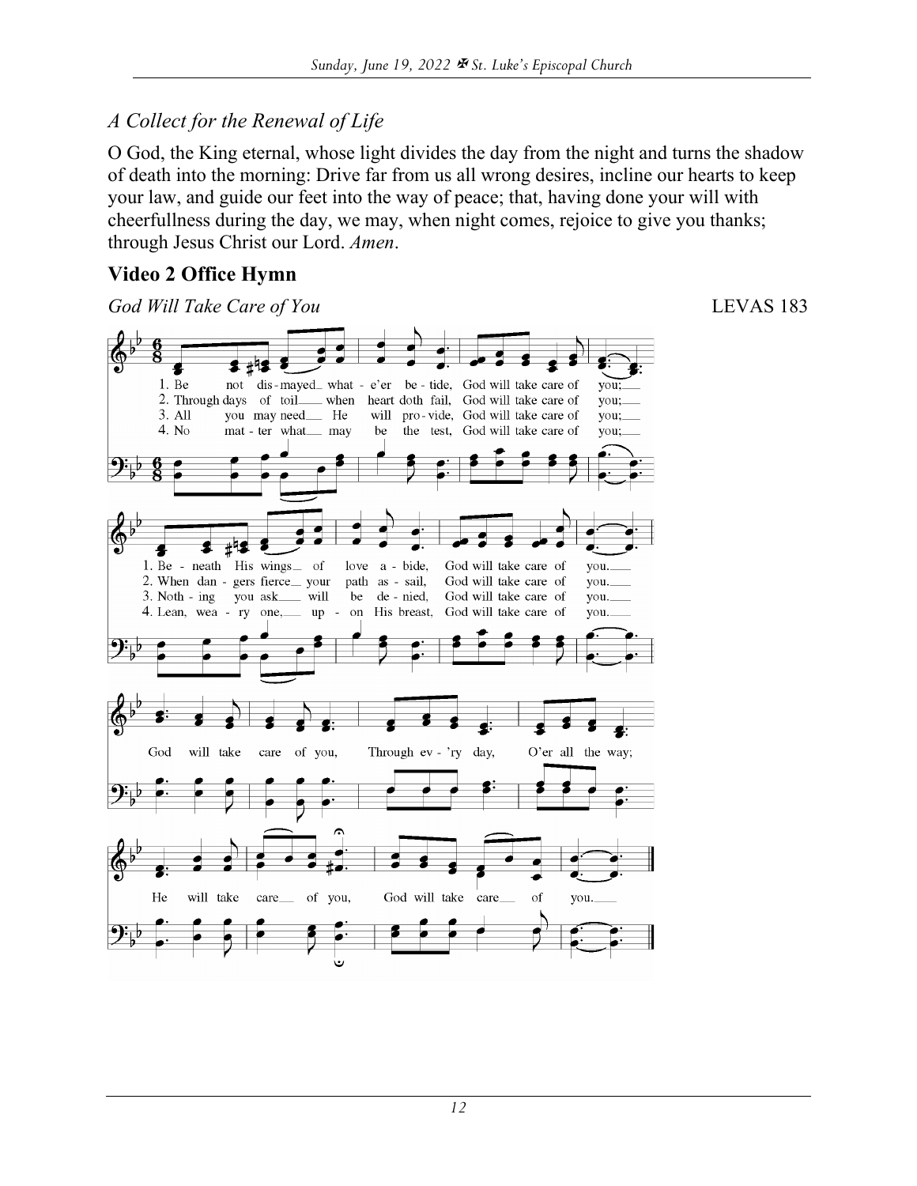*A Collect for the Renewal of Life*

O God, the King eternal, whose light divides the day from the night and turns the shadow of death into the morning: Drive far from us all wrong desires, incline our hearts to keep your law, and guide our feet into the way of peace; that, having done your will with cheerfullness during the day, we may, when night comes, rejoice to give you thanks; through Jesus Christ our Lord. *Amen*.

## Video 2 Office Hymn

*God Will Take Care of You* LEVAS 183

1. Be not dismayed what-e'er be-tide, God will take care of you;
Beneath His wings of love abide, God will take care of you.

2. Through days of toil when heart doth fail, God will take care of you;
When dangers fierce your path assail, God will take care of you.

3. All you may need He will provide, God will take care of you;
Nothing you ask will be denied, God will take care of you.

4. No matter what may be the test, God will take care of you;
Lean, weary one, upon His breast, God will take care of you.

God will take care of you, Through ev'ry day, O'er all the way;
He will take care of you, God will take care of you.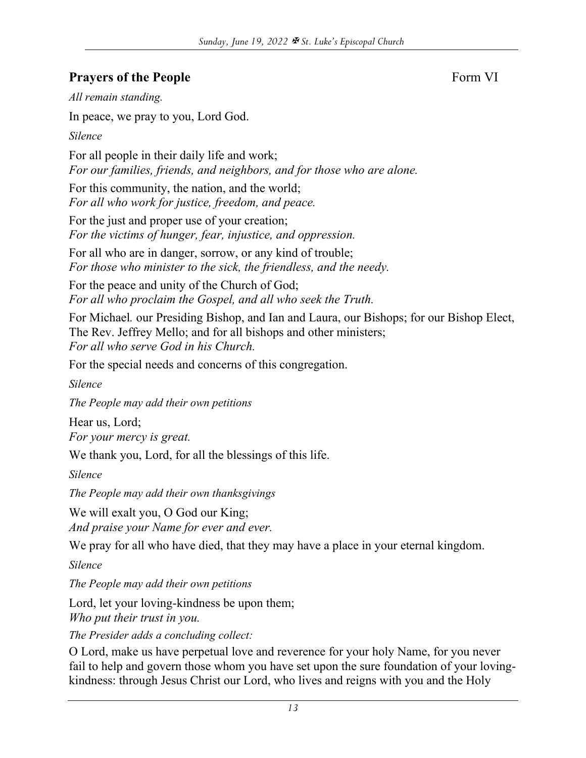## **Prayers of the People** Form VI

*All remain standing.*

In peace, we pray to you, Lord God.

*Silence*

For all people in their daily life and work;
*For our families, friends, and neighbors, and for those who are alone.*

For this community, the nation, and the world;
*For all who work for justice, freedom, and peace.*

For the just and proper use of your creation;
*For the victims of hunger, fear, injustice, and oppression.*

For all who are in danger, sorrow, or any kind of trouble;
*For those who minister to the sick, the friendless, and the needy.*

For the peace and unity of the Church of God;
*For all who proclaim the Gospel, and all who seek the Truth.*

For Michael. our Presiding Bishop, and Ian and Laura, our Bishops; for our Bishop Elect, The Rev. Jeffrey Mello; and for all bishops and other ministers;
*For all who serve God in his Church.*

For the special needs and concerns of this congregation.

*Silence*

*The People may add their own petitions*

Hear us, Lord;
*For your mercy is great.*

We thank you, Lord, for all the blessings of this life.

*Silence*

*The People may add their own thanksgivings*

We will exalt you, O God our King;
*And praise your Name for ever and ever.*

We pray for all who have died, that they may have a place in your eternal kingdom.

*Silence*

*The People may add their own petitions*

Lord, let your loving-kindness be upon them;
*Who put their trust in you.*

*The Presider adds a concluding collect:*

O Lord, make us have perpetual love and reverence for your holy Name, for you never fail to help and govern those whom you have set upon the sure foundation of your loving-kindness: through Jesus Christ our Lord, who lives and reigns with you and the Holy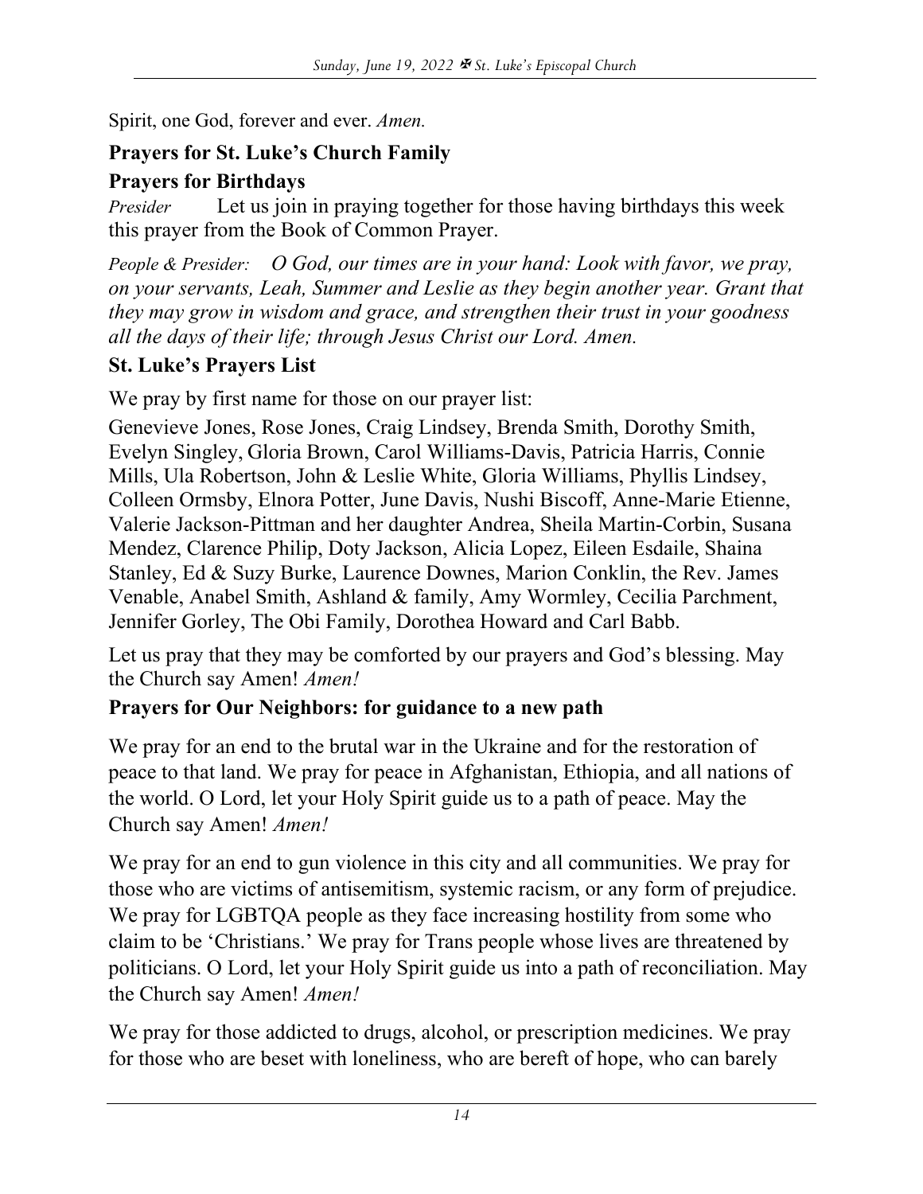Spirit, one God, forever and ever. *Amen.*

**Prayers for St. Luke's Church Family**

**Prayers for Birthdays**

*Presider* Let us join in praying together for those having birthdays this week this prayer from the Book of Common Prayer.

*People & Presider:* *O God, our times are in your hand: Look with favor, we pray, on your servants, Leah, Summer and Leslie as they begin another year. Grant that they may grow in wisdom and grace, and strengthen their trust in your goodness all the days of their life; through Jesus Christ our Lord. Amen.*

**St. Luke's Prayers List**

We pray by first name for those on our prayer list:

Genevieve Jones, Rose Jones, Craig Lindsey, Brenda Smith, Dorothy Smith, Evelyn Singley, Gloria Brown, Carol Williams-Davis, Patricia Harris, Connie Mills, Ula Robertson, John & Leslie White, Gloria Williams, Phyllis Lindsey, Colleen Ormsby, Elnora Potter, June Davis, Nushi Biscoff, Anne-Marie Etienne, Valerie Jackson-Pittman and her daughter Andrea, Sheila Martin-Corbin, Susana Mendez, Clarence Philip, Doty Jackson, Alicia Lopez, Eileen Esdaile, Shaina Stanley, Ed & Suzy Burke, Laurence Downes, Marion Conklin, the Rev. James Venable, Anabel Smith, Ashland & family, Amy Wormley, Cecilia Parchment, Jennifer Gorley, The Obi Family, Dorothea Howard and Carl Babb.

Let us pray that they may be comforted by our prayers and God's blessing. May the Church say Amen! *Amen!*

**Prayers for Our Neighbors: for guidance to a new path**

We pray for an end to the brutal war in the Ukraine and for the restoration of peace to that land. We pray for peace in Afghanistan, Ethiopia, and all nations of the world. O Lord, let your Holy Spirit guide us to a path of peace. May the Church say Amen! *Amen!*

We pray for an end to gun violence in this city and all communities. We pray for those who are victims of antisemitism, systemic racism, or any form of prejudice. We pray for LGBTQA people as they face increasing hostility from some who claim to be 'Christians.' We pray for Trans people whose lives are threatened by politicians. O Lord, let your Holy Spirit guide us into a path of reconciliation. May the Church say Amen! *Amen!*

We pray for those addicted to drugs, alcohol, or prescription medicines. We pray for those who are beset with loneliness, who are bereft of hope, who can barely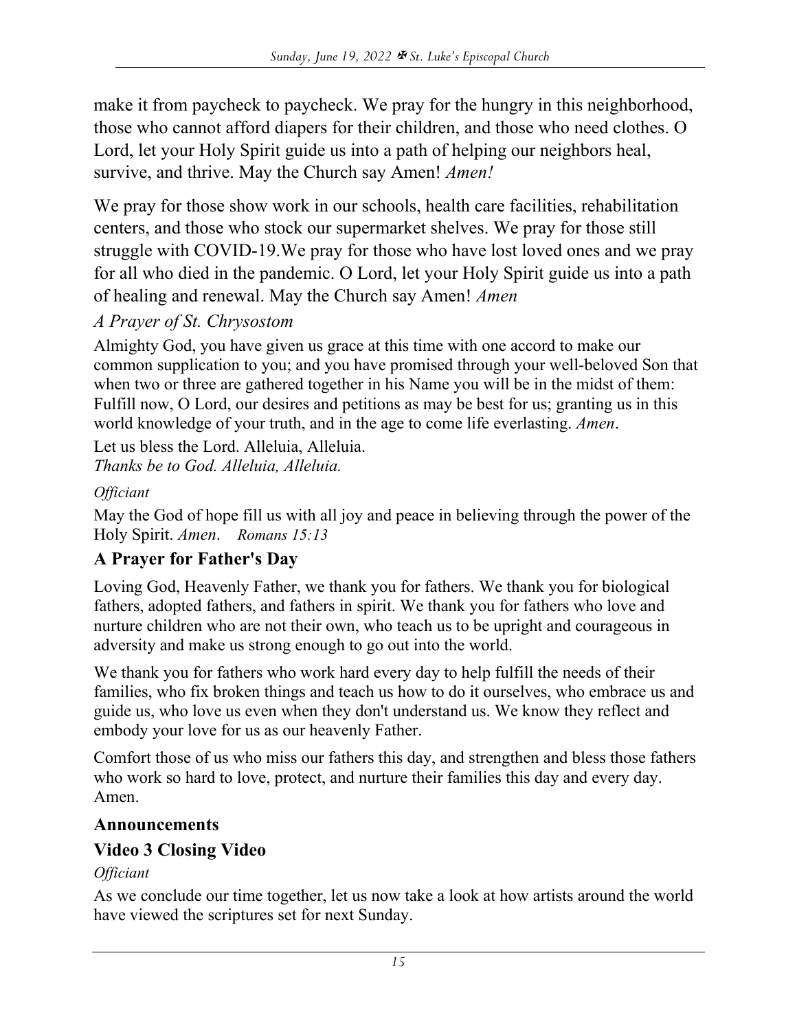make it from paycheck to paycheck. We pray for the hungry in this neighborhood, those who cannot afford diapers for their children, and those who need clothes. O Lord, let your Holy Spirit guide us into a path of helping our neighbors heal, survive, and thrive. May the Church say Amen! *Amen!*

We pray for those show work in our schools, health care facilities, rehabilitation centers, and those who stock our supermarket shelves. We pray for those still struggle with COVID-19.We pray for those who have lost loved ones and we pray for all who died in the pandemic. O Lord, let your Holy Spirit guide us into a path of healing and renewal. May the Church say Amen! *Amen*

*A Prayer of St. Chrysostom*

Almighty God, you have given us grace at this time with one accord to make our common supplication to you; and you have promised through your well-beloved Son that when two or three are gathered together in his Name you will be in the midst of them: Fulfill now, O Lord, our desires and petitions as may be best for us; granting us in this world knowledge of your truth, and in the age to come life everlasting. *Amen*.

Let us bless the Lord. Alleluia, Alleluia.
*Thanks be to God. Alleluia, Alleluia.*

*Officiant*

May the God of hope fill us with all joy and peace in believing through the power of the Holy Spirit. *Amen*. *Romans 15:13*

## A Prayer for Father's Day

Loving God, Heavenly Father, we thank you for fathers. We thank you for biological fathers, adopted fathers, and fathers in spirit. We thank you for fathers who love and nurture children who are not their own, who teach us to be upright and courageous in adversity and make us strong enough to go out into the world.

We thank you for fathers who work hard every day to help fulfill the needs of their families, who fix broken things and teach us how to do it ourselves, who embrace us and guide us, who love us even when they don't understand us. We know they reflect and embody your love for us as our heavenly Father.

Comfort those of us who miss our fathers this day, and strengthen and bless those fathers who work so hard to love, protect, and nurture their families this day and every day. Amen.

## Announcements

## Video 3 Closing Video

*Officiant*

As we conclude our time together, let us now take a look at how artists around the world have viewed the scriptures set for next Sunday.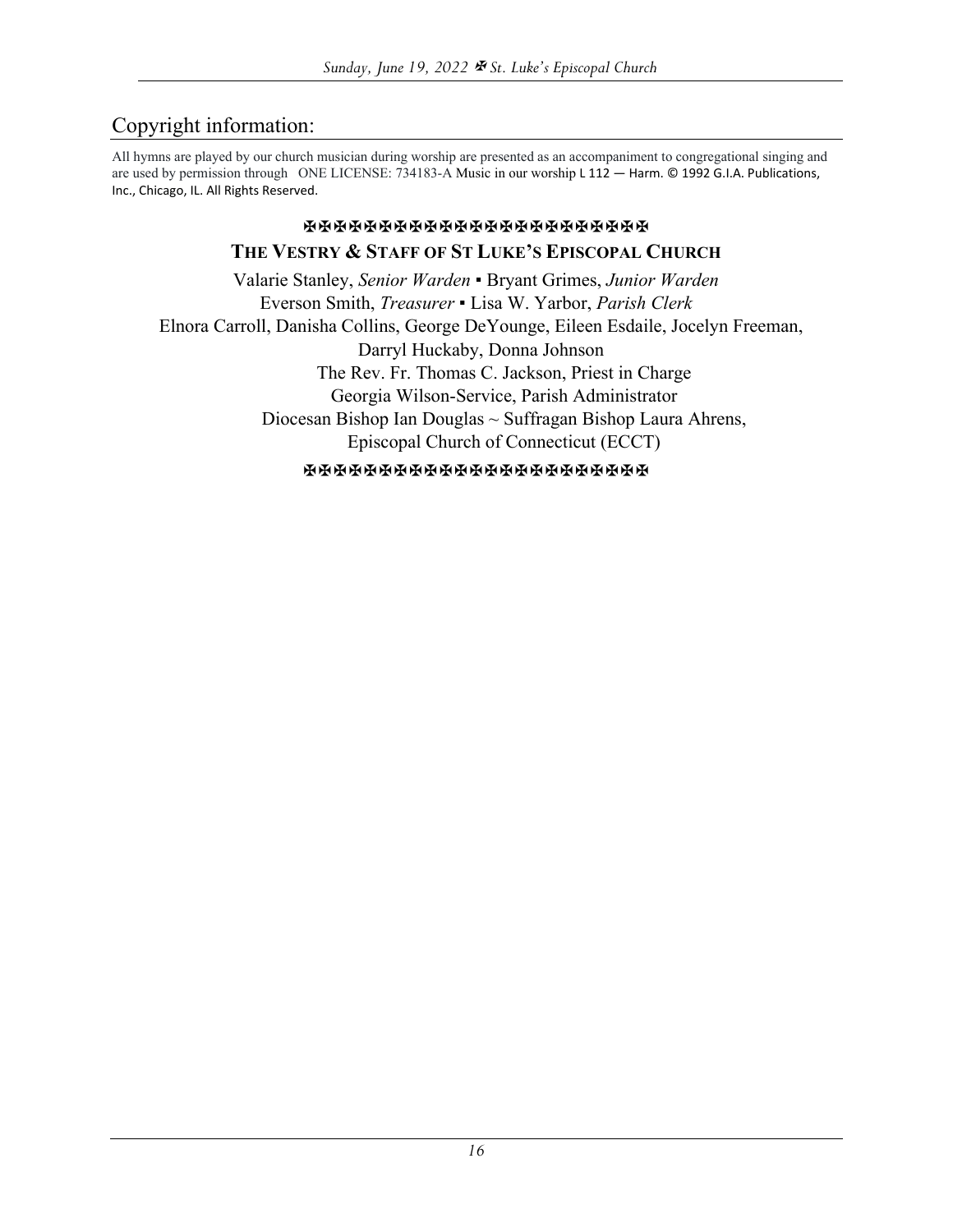## Copyright information:

All hymns are played by our church musician during worship are presented as an accompaniment to congregational singing and are used by permission through ONE LICENSE: 734183-A Music in our worship L 112 — Harm. © 1992 G.I.A. Publications, Inc., Chicago, IL. All Rights Reserved.

✠✠✠✠✠✠✠✠✠✠✠✠✠✠✠✠✠✠✠✠✠✠✠

**THE VESTRY & STAFF OF ST LUKE'S EPISCOPAL CHURCH**

Valarie Stanley, *Senior Warden* ▪ Bryant Grimes, *Junior Warden*
Everson Smith, *Treasurer* ▪ Lisa W. Yarbor, *Parish Clerk*
Elnora Carroll, Danisha Collins, George DeYounge, Eileen Esdaile, Jocelyn Freeman, Darryl Huckaby, Donna Johnson
The Rev. Fr. Thomas C. Jackson, Priest in Charge
Georgia Wilson-Service, Parish Administrator
Diocesan Bishop Ian Douglas ~ Suffragan Bishop Laura Ahrens,
Episcopal Church of Connecticut (ECCT)

✠✠✠✠✠✠✠✠✠✠✠✠✠✠✠✠✠✠✠✠✠✠✠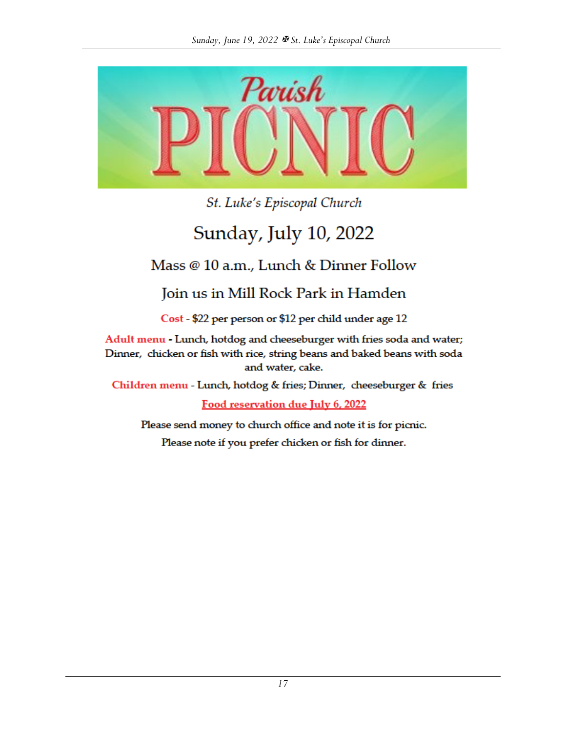# Parish PICNIC

*St. Luke's Episcopal Church*

## Sunday, July 10, 2022

### Mass @ 10 a.m., Lunch & Dinner Follow

### Join us in Mill Rock Park in Hamden

**Cost** - $22 per person or $12 per child under age 12

**Adult menu** - Lunch, hotdog and cheeseburger with fries soda and water; Dinner, chicken or fish with rice, string beans and baked beans with soda and water, cake.

**Children menu** - Lunch, hotdog & fries; Dinner, cheeseburger & fries

**Food reservation due July 6, 2022**

Please send money to church office and note it is for picnic.

Please note if you prefer chicken or fish for dinner.